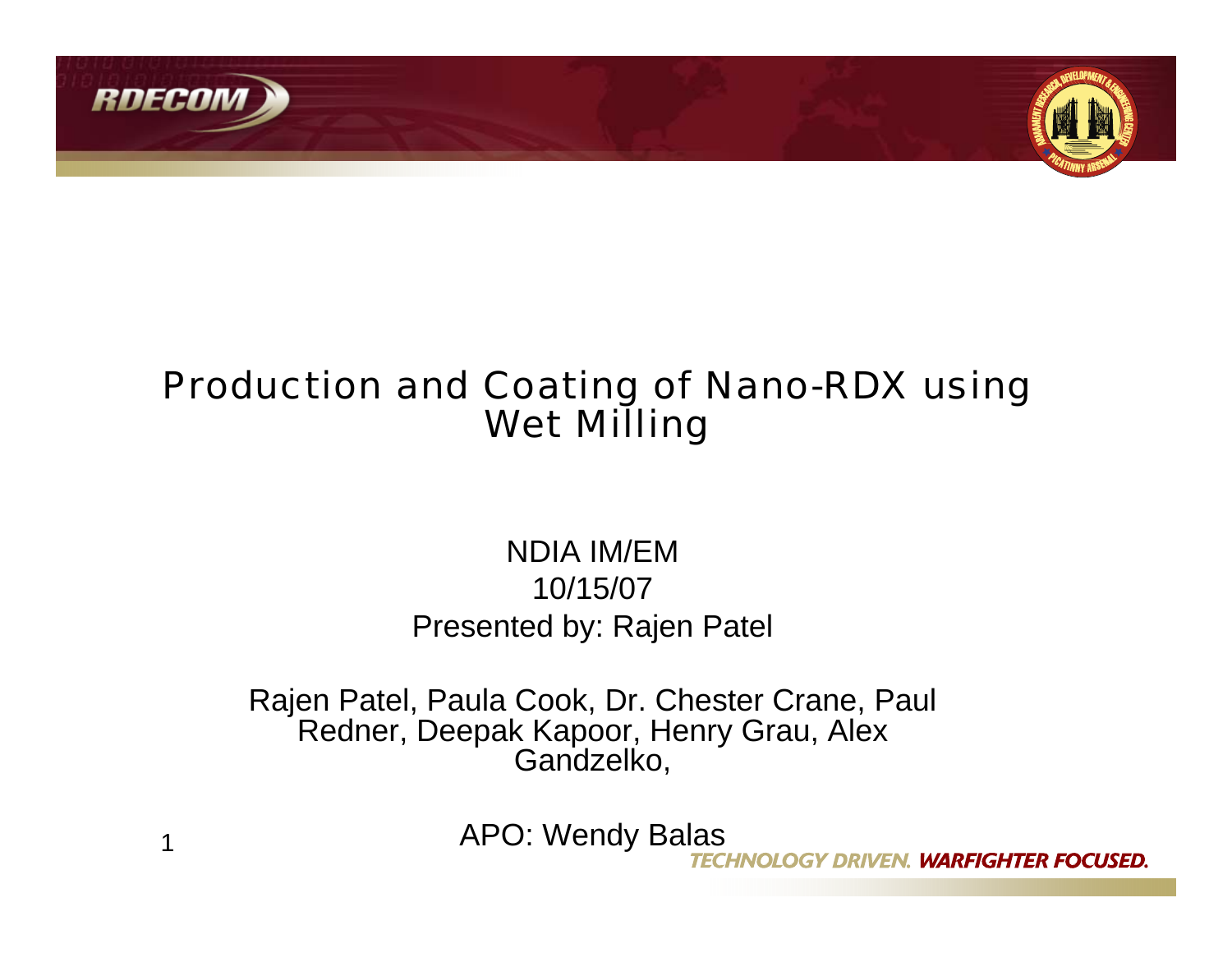# Production and Coating of Nano-RDX using Wet Milling

NDIA IM/EM
10/15/07
Presented by: Rajen Patel

Rajen Patel, Paula Cook, Dr. Chester Crane, Paul Redner, Deepak Kapoor, Henry Grau, Alex Gandzelko,

APO: Wendy Balas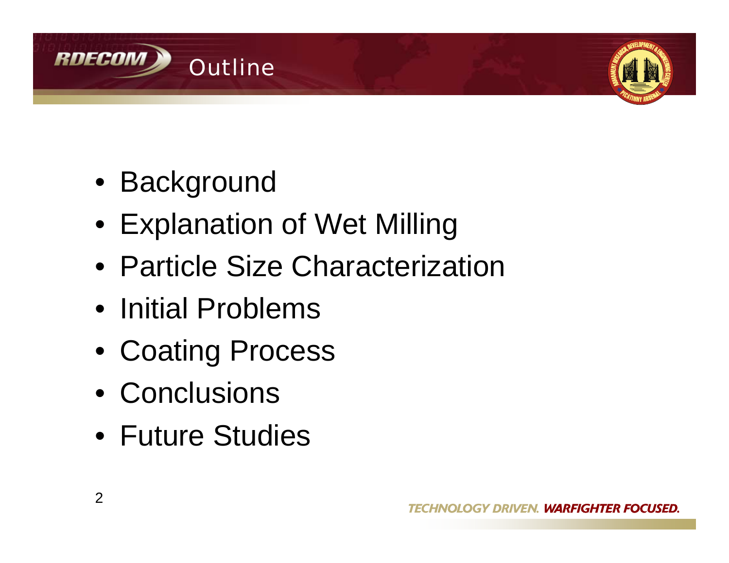# Outline

- Background
- Explanation of Wet Milling
- Particle Size Characterization
- Initial Problems
- Coating Process
- Conclusions
- Future Studies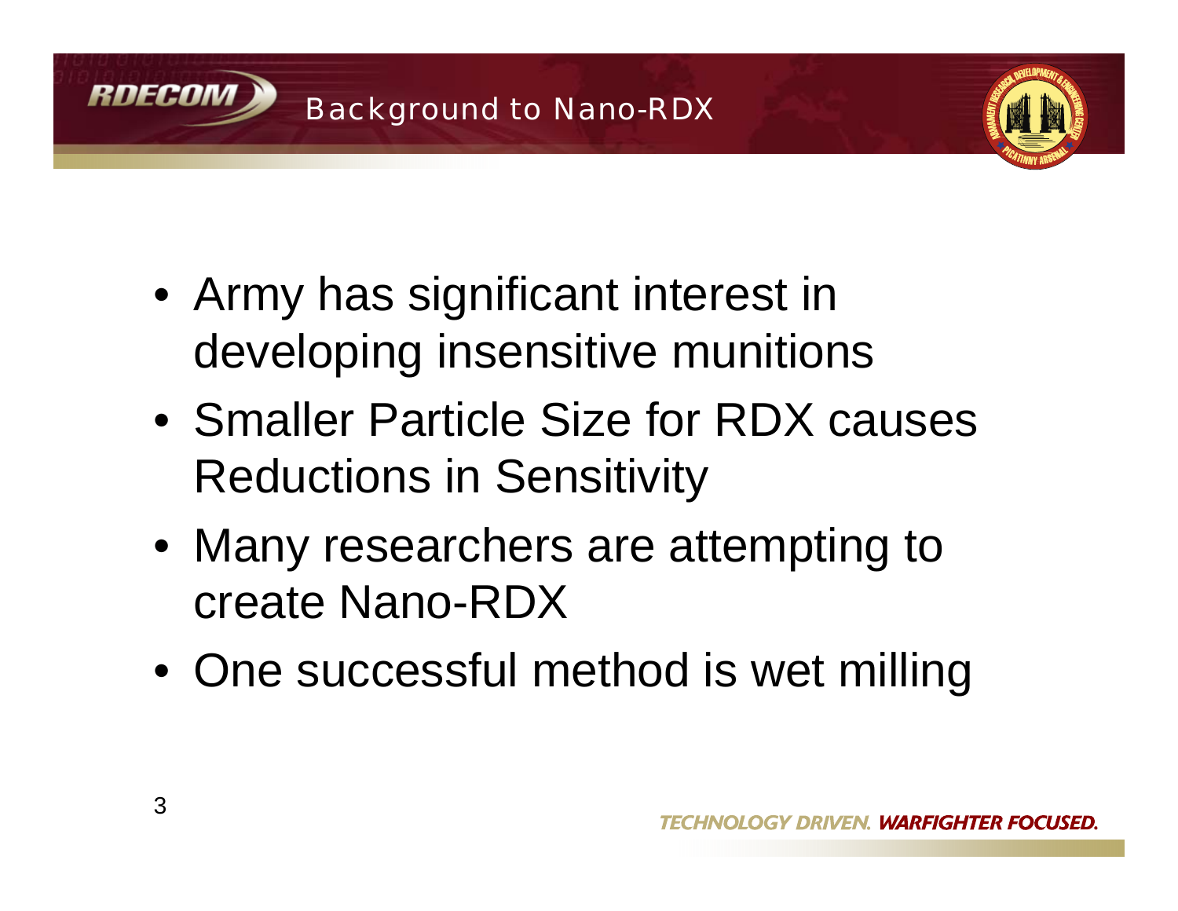# Background to Nano-RDX

- Army has significant interest in developing insensitive munitions
- Smaller Particle Size for RDX causes Reductions in Sensitivity
- Many researchers are attempting to create Nano-RDX
- One successful method is wet milling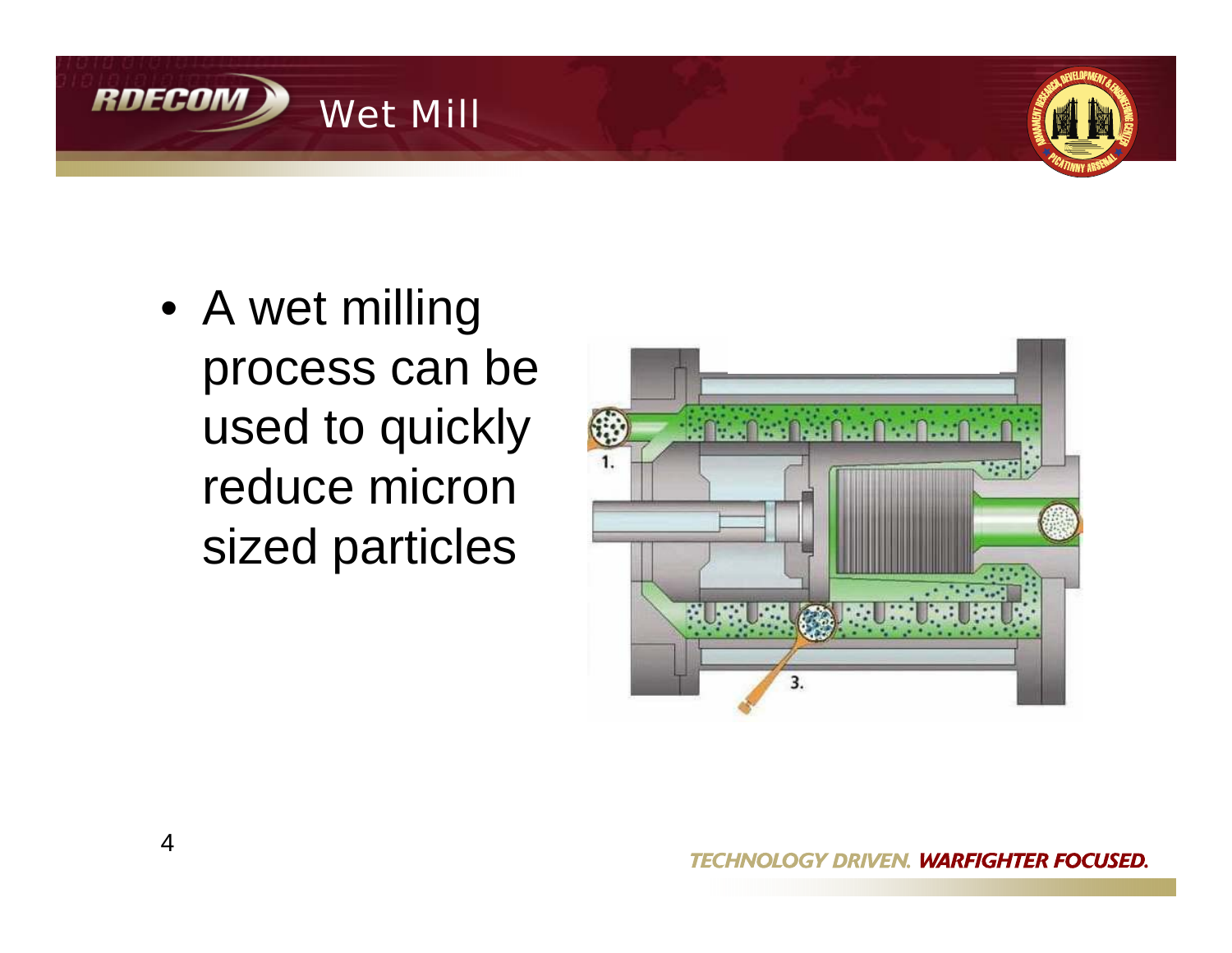# Wet Mill

- A wet milling process can be used to quickly reduce micron sized particles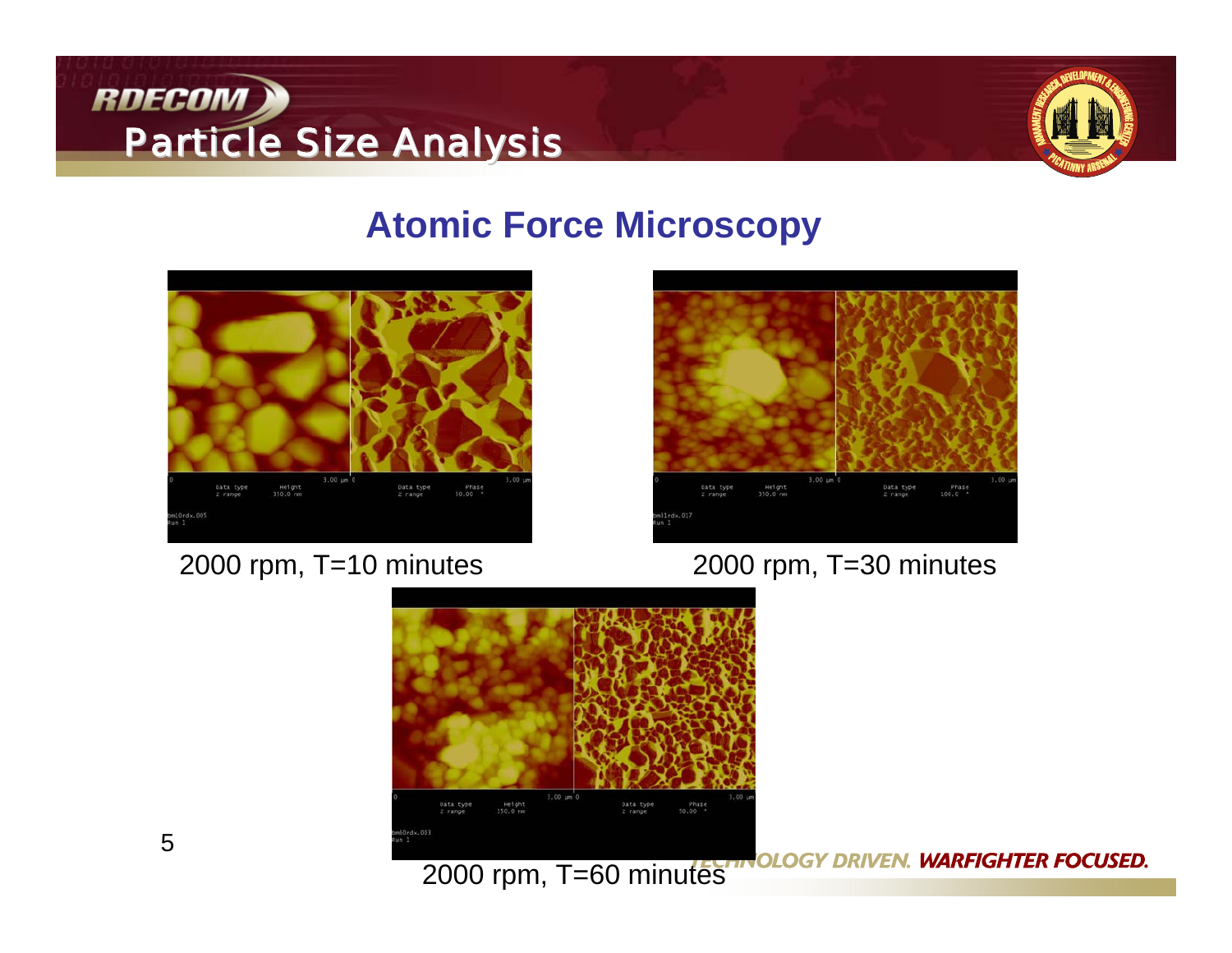# Particle Size Analysis

## Atomic Force Microscopy

2000 rpm, T=10 minutes

2000 rpm, T=30 minutes

2000 rpm, T=60 minutes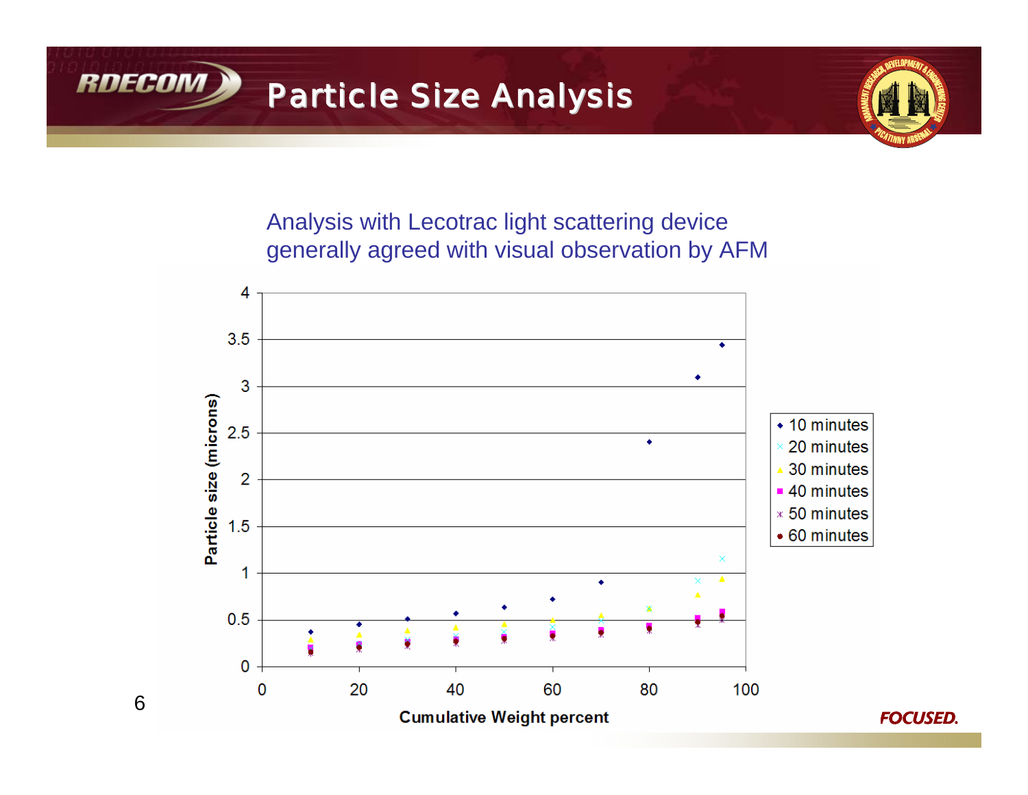# Particle Size Analysis

Analysis with Lecotrac light scattering device generally agreed with visual observation by AFM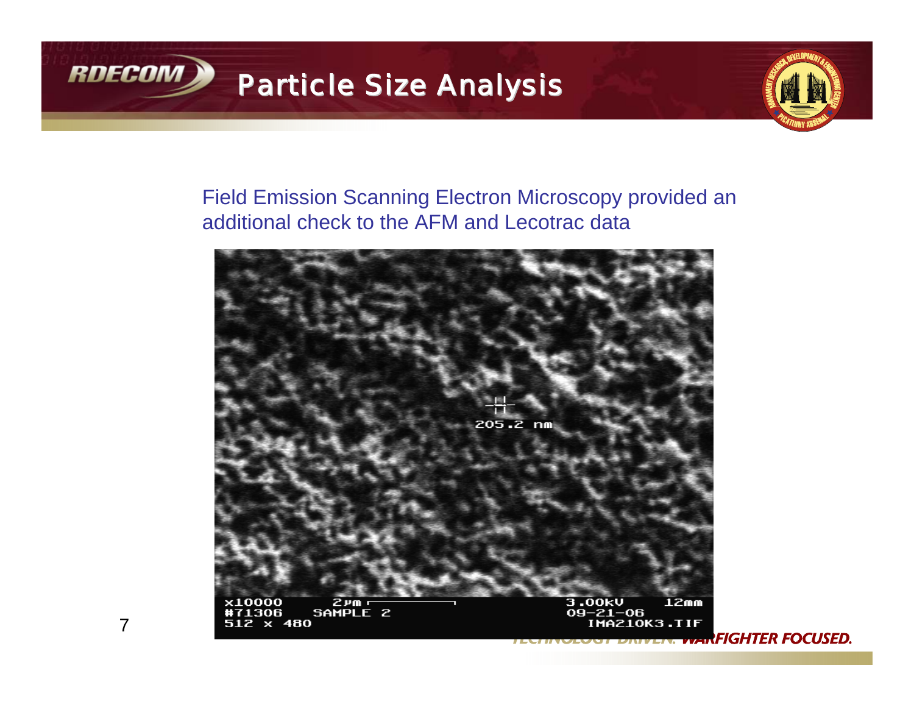# Particle Size Analysis

Field Emission Scanning Electron Microscopy provided an additional check to the AFM and Lecotrac data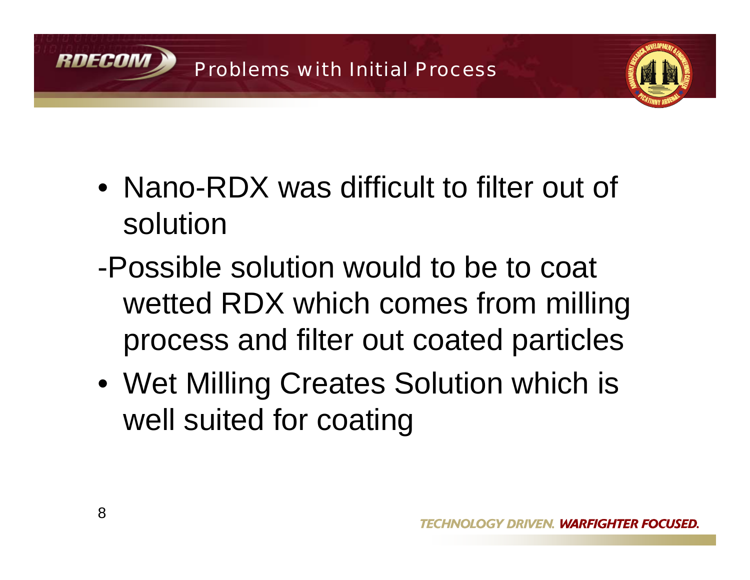# Problems with Initial Process

- Nano-RDX was difficult to filter out of solution

-Possible solution would to be to coat wetted RDX which comes from milling process and filter out coated particles

- Wet Milling Creates Solution which is well suited for coating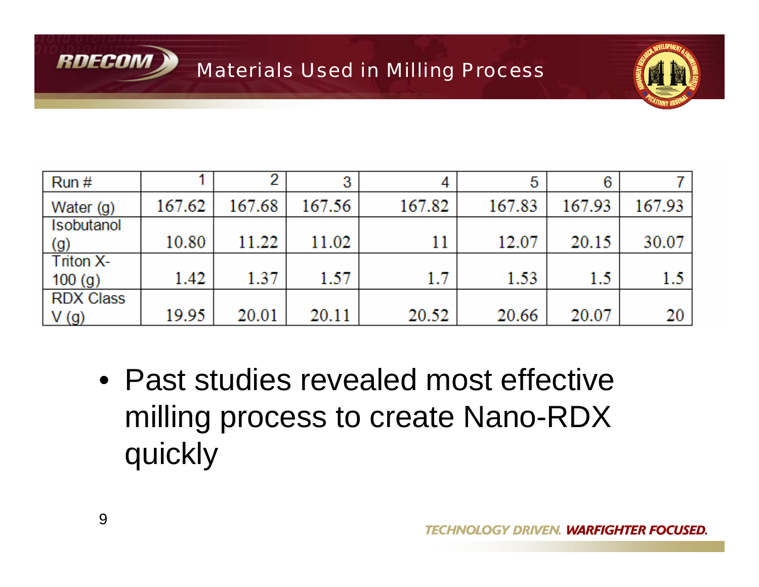# Materials Used in Milling Process

| Run # | 1 | 2 | 3 | 4 | 5 | 6 | 7 |
|---|---|---|---|---|---|---|---|
| Water (g) | 167.62 | 167.68 | 167.56 | 167.82 | 167.83 | 167.93 | 167.93 |
| Isobutanol (g) | 10.80 | 11.22 | 11.02 | 11 | 12.07 | 20.15 | 30.07 |
| Triton X-100 (g) | 1.42 | 1.37 | 1.57 | 1.7 | 1.53 | 1.5 | 1.5 |
| RDX Class V (g) | 19.95 | 20.01 | 20.11 | 20.52 | 20.66 | 20.07 | 20 |

- Past studies revealed most effective milling process to create Nano-RDX quickly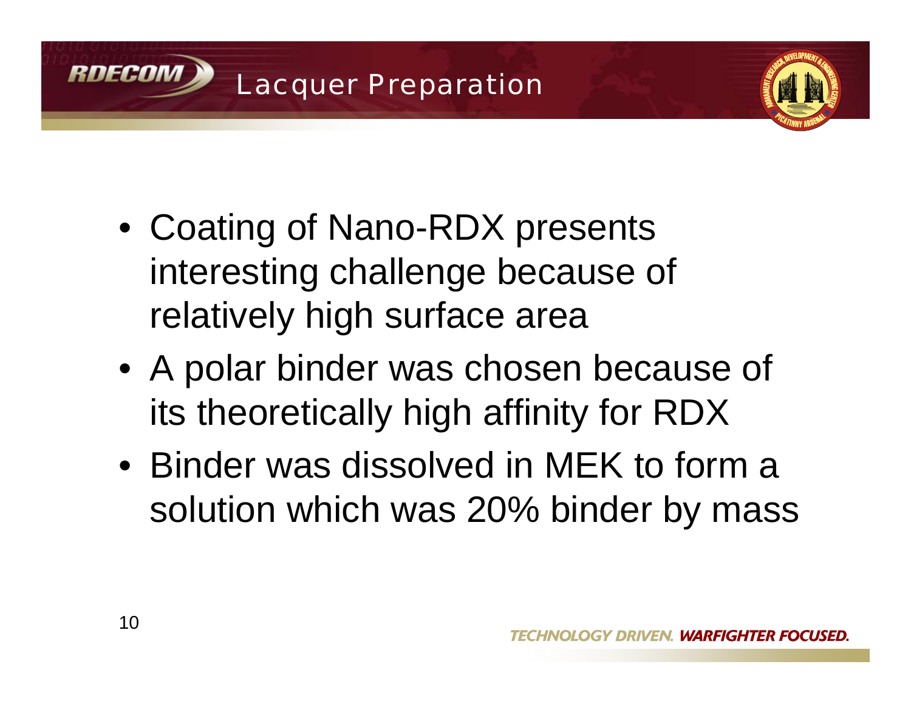# Lacquer Preparation

- Coating of Nano-RDX presents interesting challenge because of relatively high surface area
- A polar binder was chosen because of its theoretically high affinity for RDX
- Binder was dissolved in MEK to form a solution which was 20% binder by mass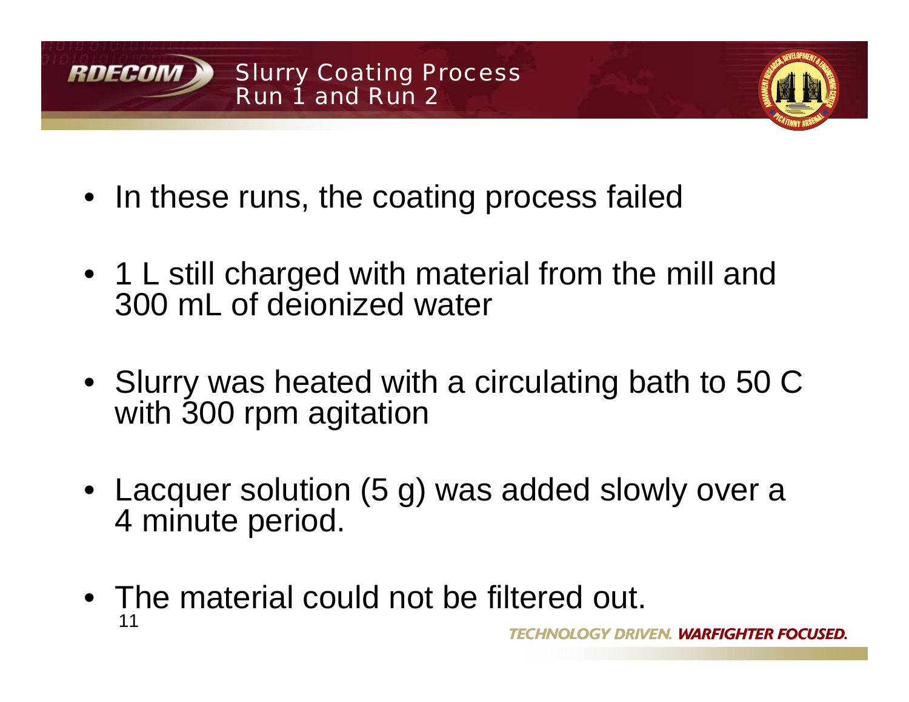# Slurry Coating Process Run 1 and Run 2

- In these runs, the coating process failed
- 1 L still charged with material from the mill and 300 mL of deionized water
- Slurry was heated with a circulating bath to 50 C with 300 rpm agitation
- Lacquer solution (5 g) was added slowly over a 4 minute period.
- The material could not be filtered out.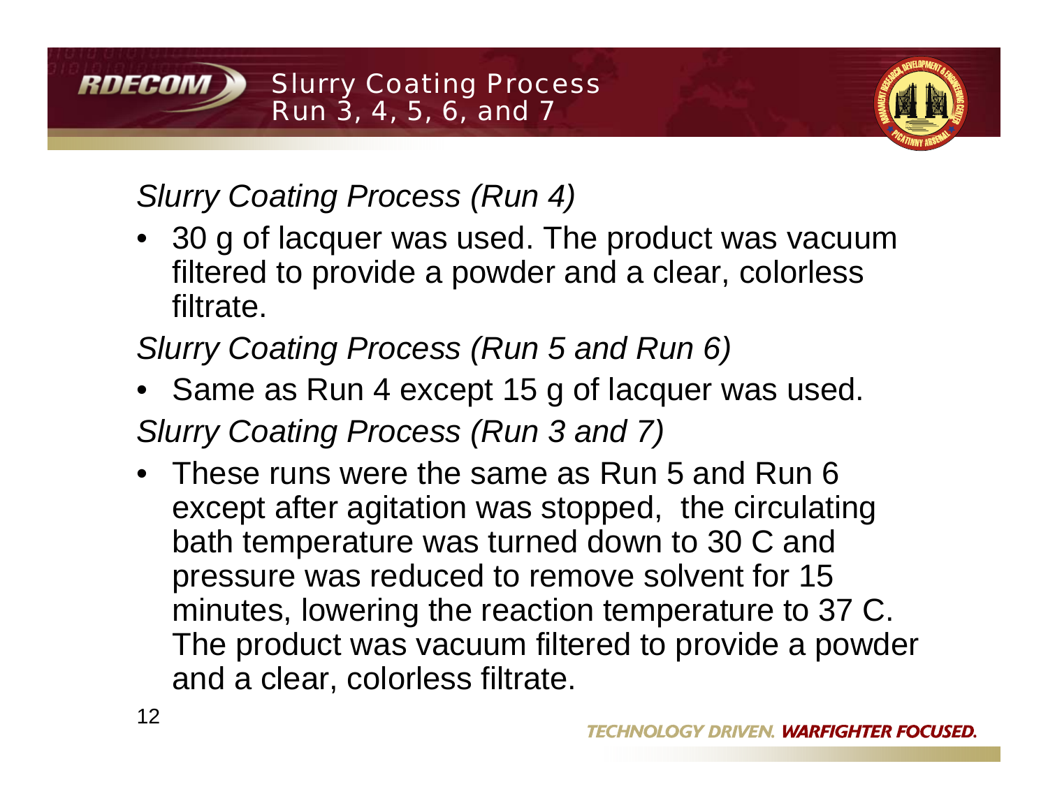# Slurry Coating Process Run 3, 4, 5, 6, and 7

*Slurry Coating Process (Run 4)*

- 30 g of lacquer was used. The product was vacuum filtered to provide a powder and a clear, colorless filtrate.

*Slurry Coating Process (Run 5 and Run 6)*

- Same as Run 4 except 15 g of lacquer was used.

*Slurry Coating Process (Run 3 and 7)*

- These runs were the same as Run 5 and Run 6 except after agitation was stopped, the circulating bath temperature was turned down to 30 C and pressure was reduced to remove solvent for 15 minutes, lowering the reaction temperature to 37 C. The product was vacuum filtered to provide a powder and a clear, colorless filtrate.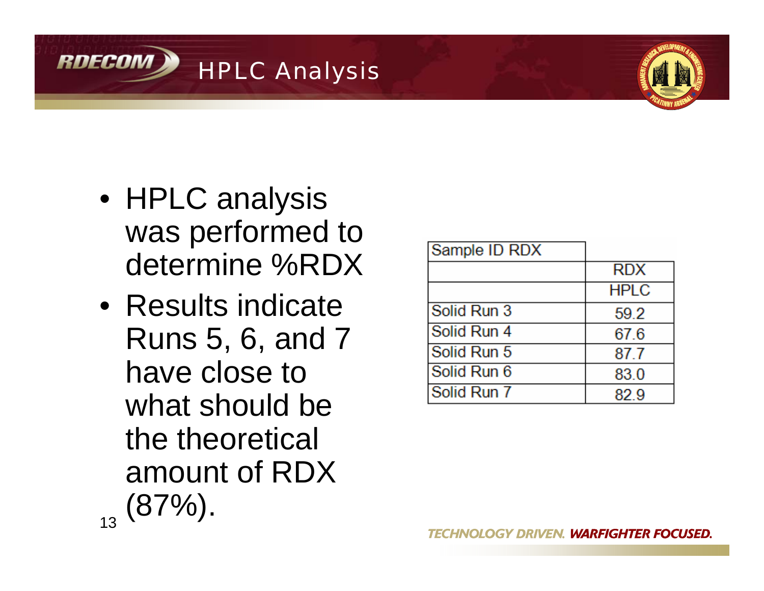# HPLC Analysis

- HPLC analysis was performed to determine %RDX
- Results indicate Runs 5, 6, and 7 have close to what should be the theoretical amount of RDX (87%).

| Sample ID RDX | |
|---|---|
| | RDX |
| | HPLC |
| Solid Run 3 | 59.2 |
| Solid Run 4 | 67.6 |
| Solid Run 5 | 87.7 |
| Solid Run 6 | 83.0 |
| Solid Run 7 | 82.9 |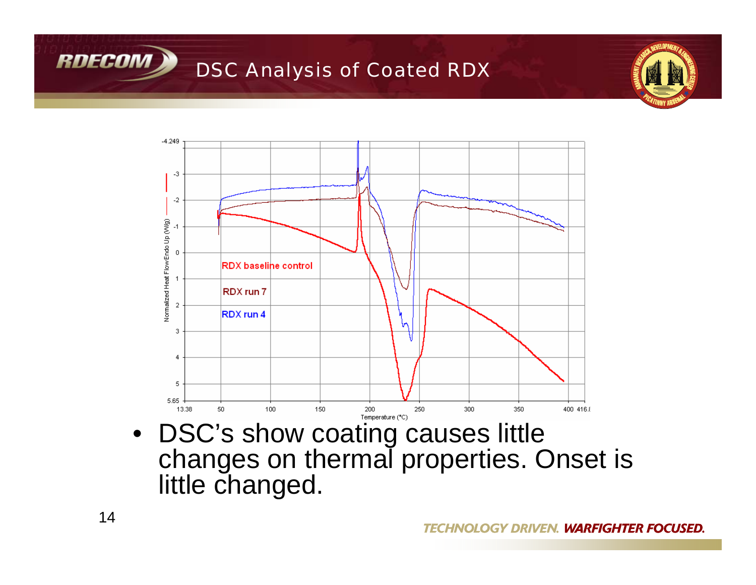# DSC Analysis of Coated RDX

- DSC's show coating causes little changes on thermal properties. Onset is little changed.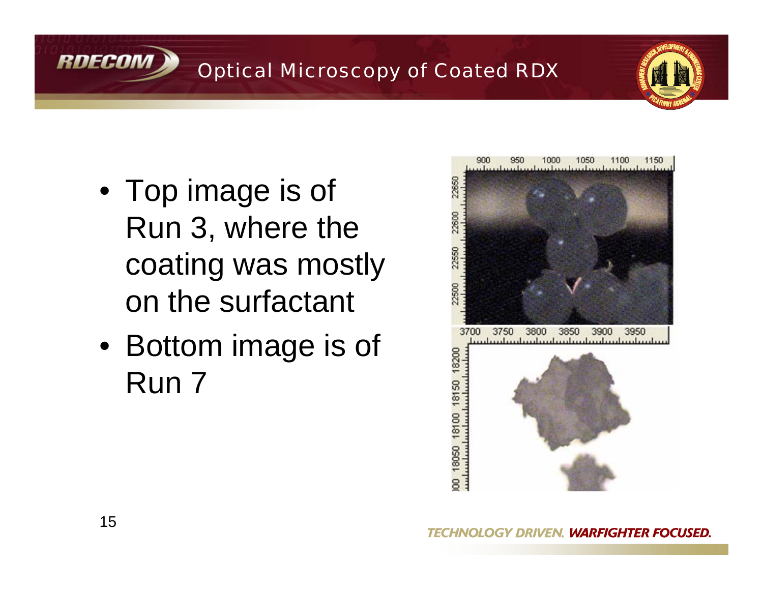# Optical Microscopy of Coated RDX

- Top image is of Run 3, where the coating was mostly on the surfactant
- Bottom image is of Run 7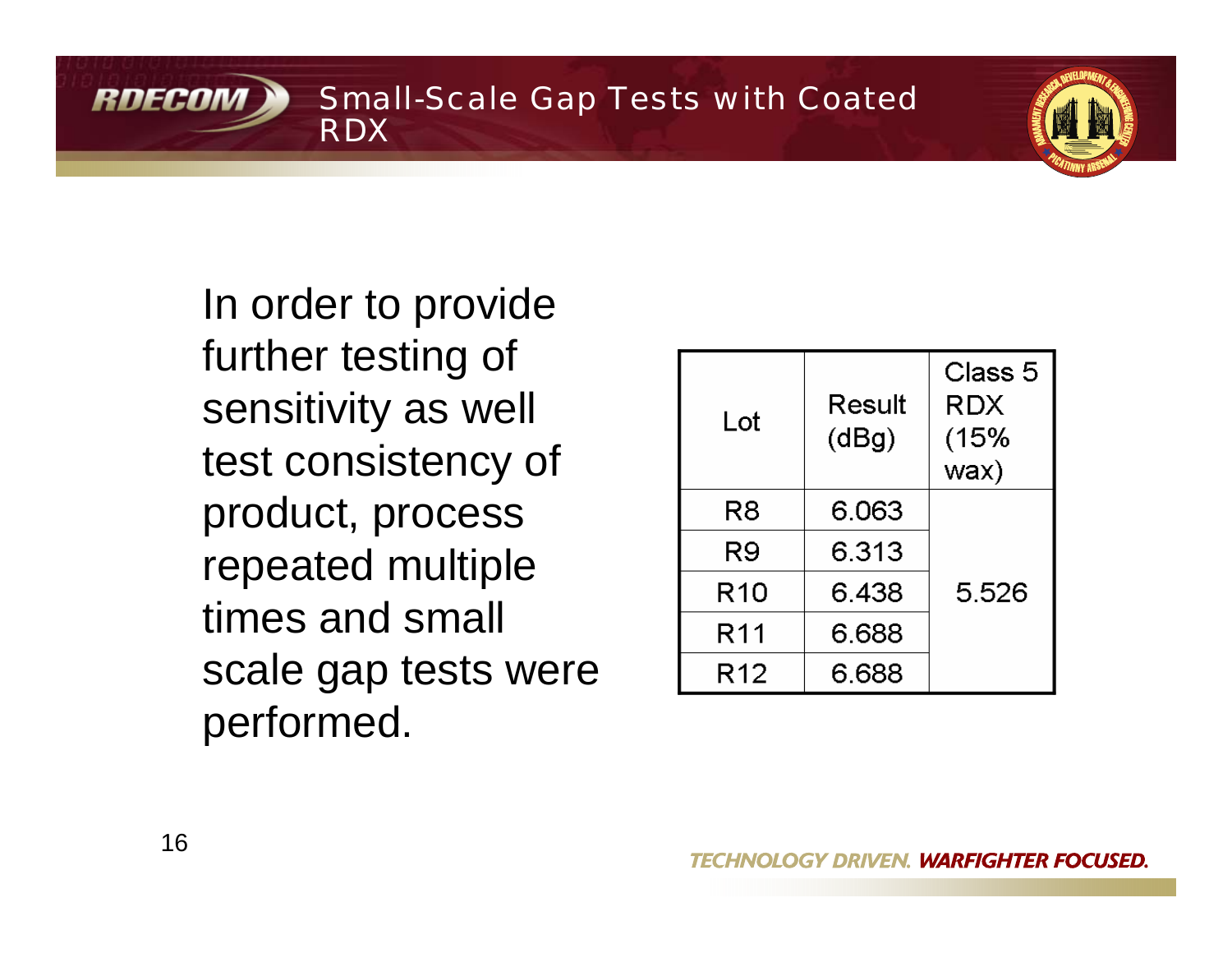# Small-Scale Gap Tests with Coated RDX

In order to provide further testing of sensitivity as well test consistency of product, process repeated multiple times and small scale gap tests were performed.

| Lot | Result (dBg) | Class 5 RDX (15% wax) |
|---|---|---|
| R8 | 6.063 | 5.526 |
| R9 | 6.313 | |
| R10 | 6.438 | |
| R11 | 6.688 | |
| R12 | 6.688 | |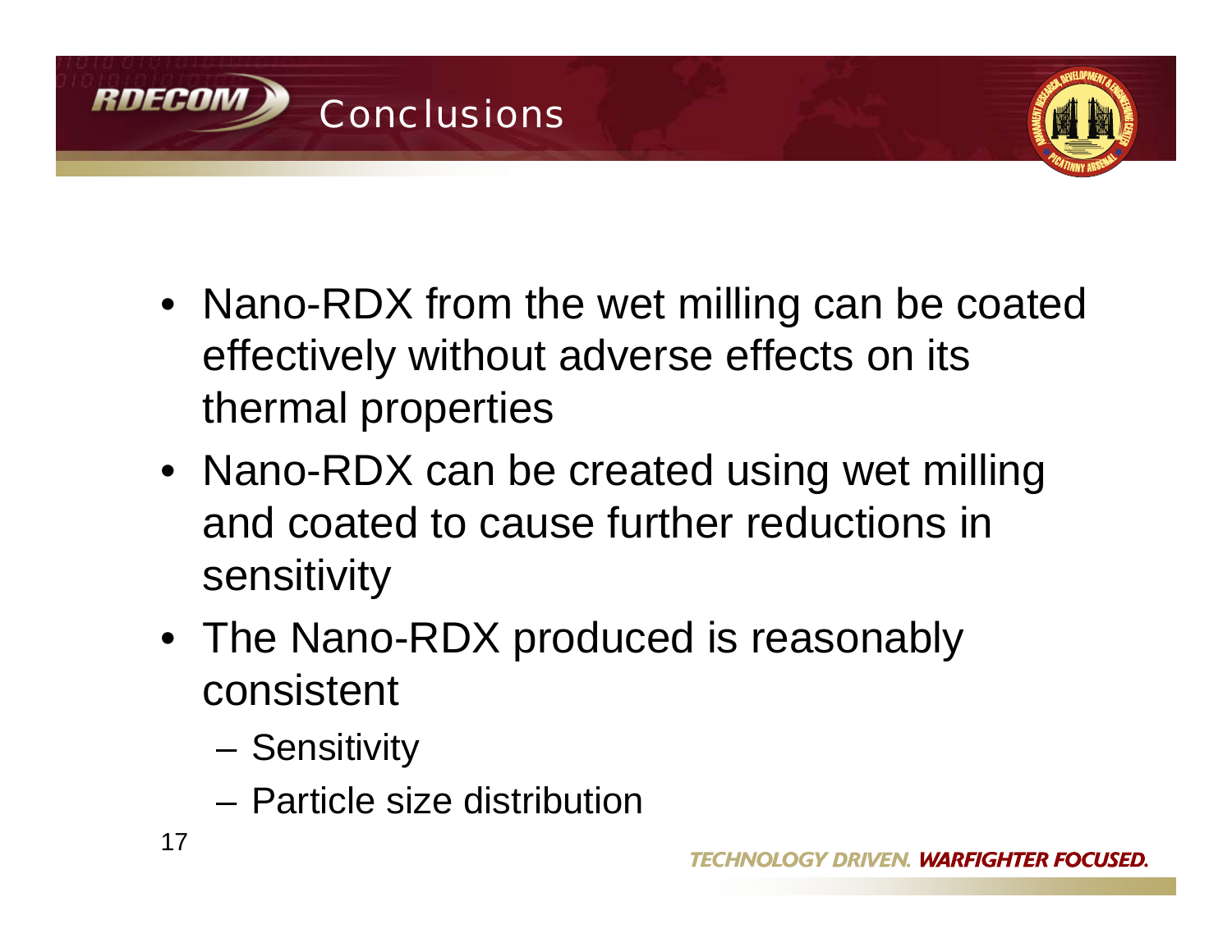# Conclusions

- Nano-RDX from the wet milling can be coated effectively without adverse effects on its thermal properties
- Nano-RDX can be created using wet milling and coated to cause further reductions in sensitivity
- The Nano-RDX produced is reasonably consistent
  - Sensitivity
  - Particle size distribution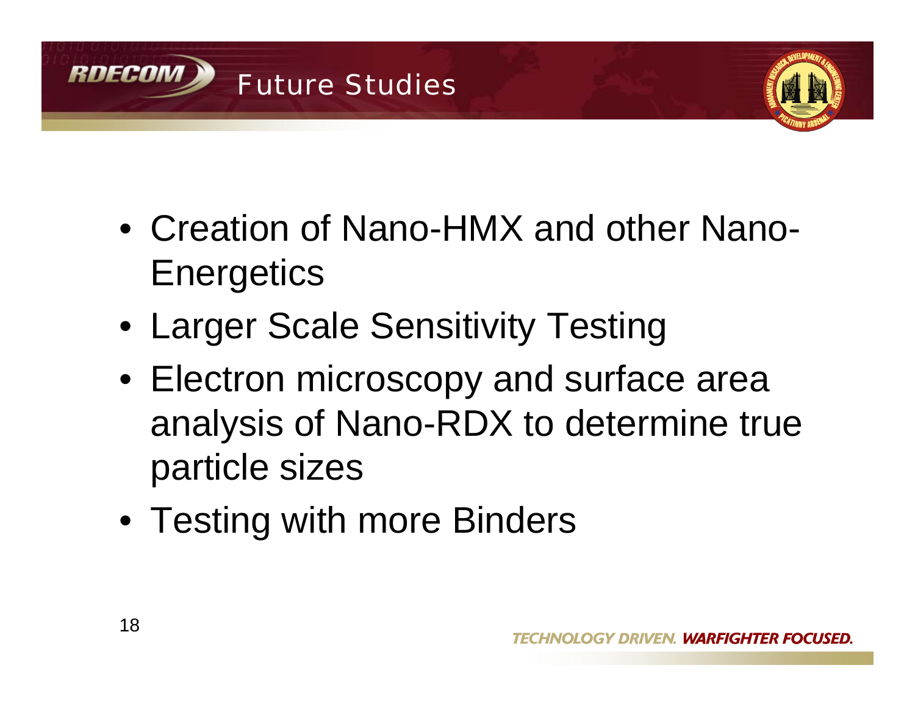# Future Studies

- Creation of Nano-HMX and other Nano-Energetics
- Larger Scale Sensitivity Testing
- Electron microscopy and surface area analysis of Nano-RDX to determine true particle sizes
- Testing with more Binders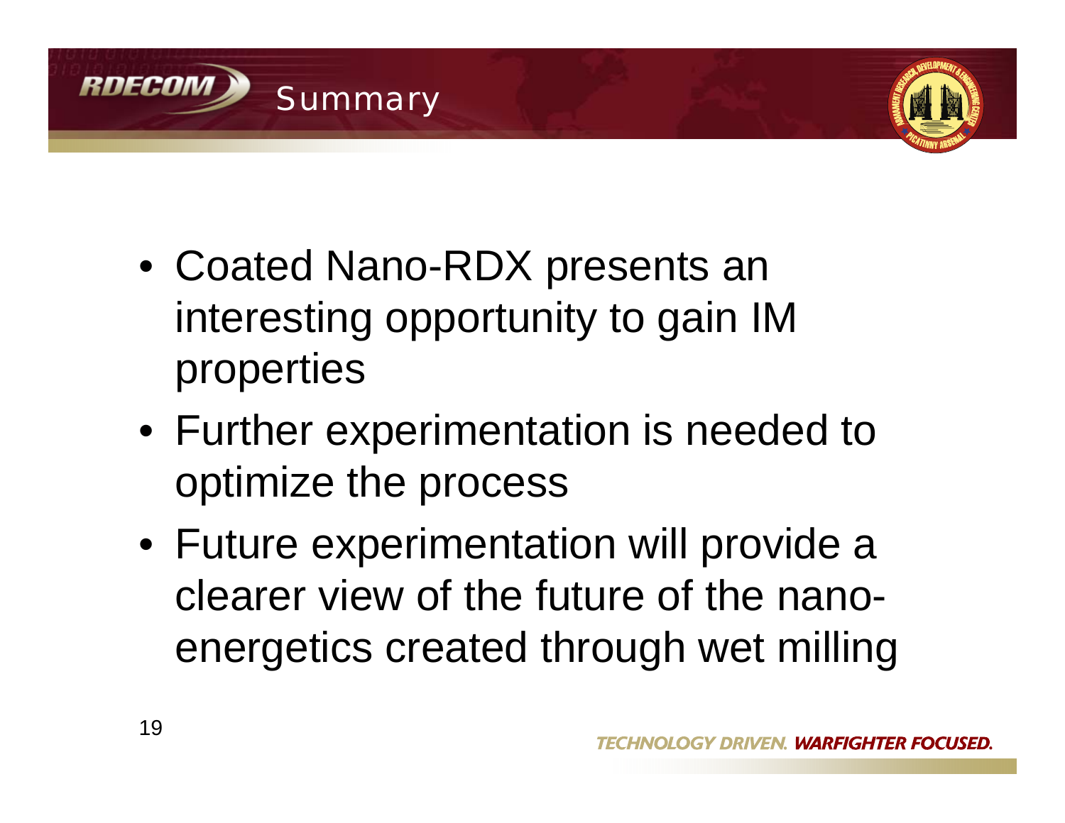# Summary

- Coated Nano-RDX presents an interesting opportunity to gain IM properties
- Further experimentation is needed to optimize the process
- Future experimentation will provide a clearer view of the future of the nano-energetics created through wet milling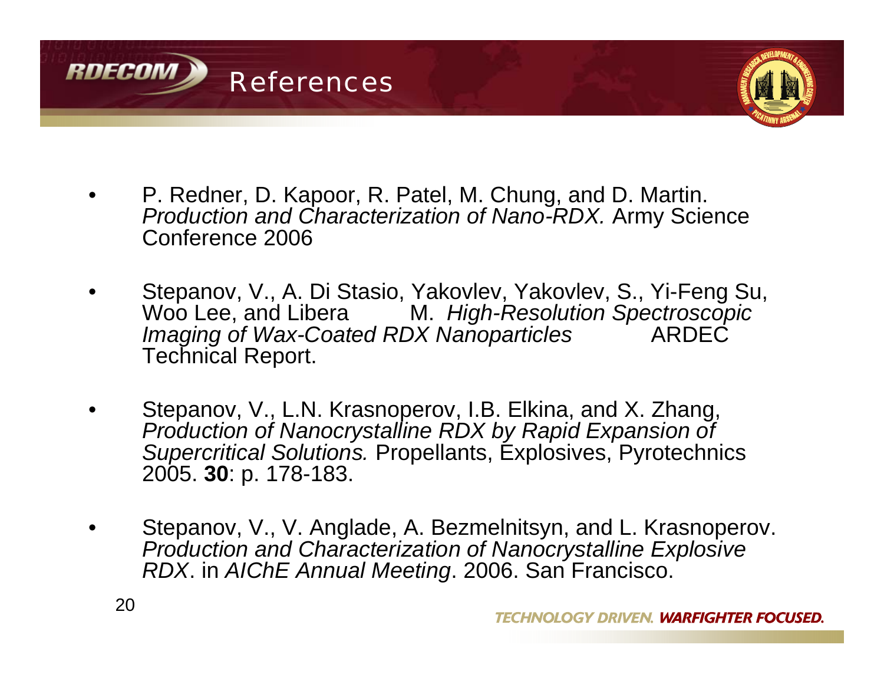# References

- P. Redner, D. Kapoor, R. Patel, M. Chung, and D. Martin. *Production and Characterization of Nano-RDX.* Army Science Conference 2006

- Stepanov, V., A. Di Stasio, Yakovlev, Yakovlev, S., Yi-Feng Su, Woo Lee, and Libera M. *High-Resolution Spectroscopic Imaging of Wax-Coated RDX Nanoparticles* ARDEC Technical Report.

- Stepanov, V., L.N. Krasnoperov, I.B. Elkina, and X. Zhang, *Production of Nanocrystalline RDX by Rapid Expansion of Supercritical Solutions.* Propellants, Explosives, Pyrotechnics 2005. **30**: p. 178-183.

- Stepanov, V., V. Anglade, A. Bezmelnitsyn, and L. Krasnoperov. *Production and Characterization of Nanocrystalline Explosive RDX*. in *AIChE Annual Meeting*. 2006. San Francisco.